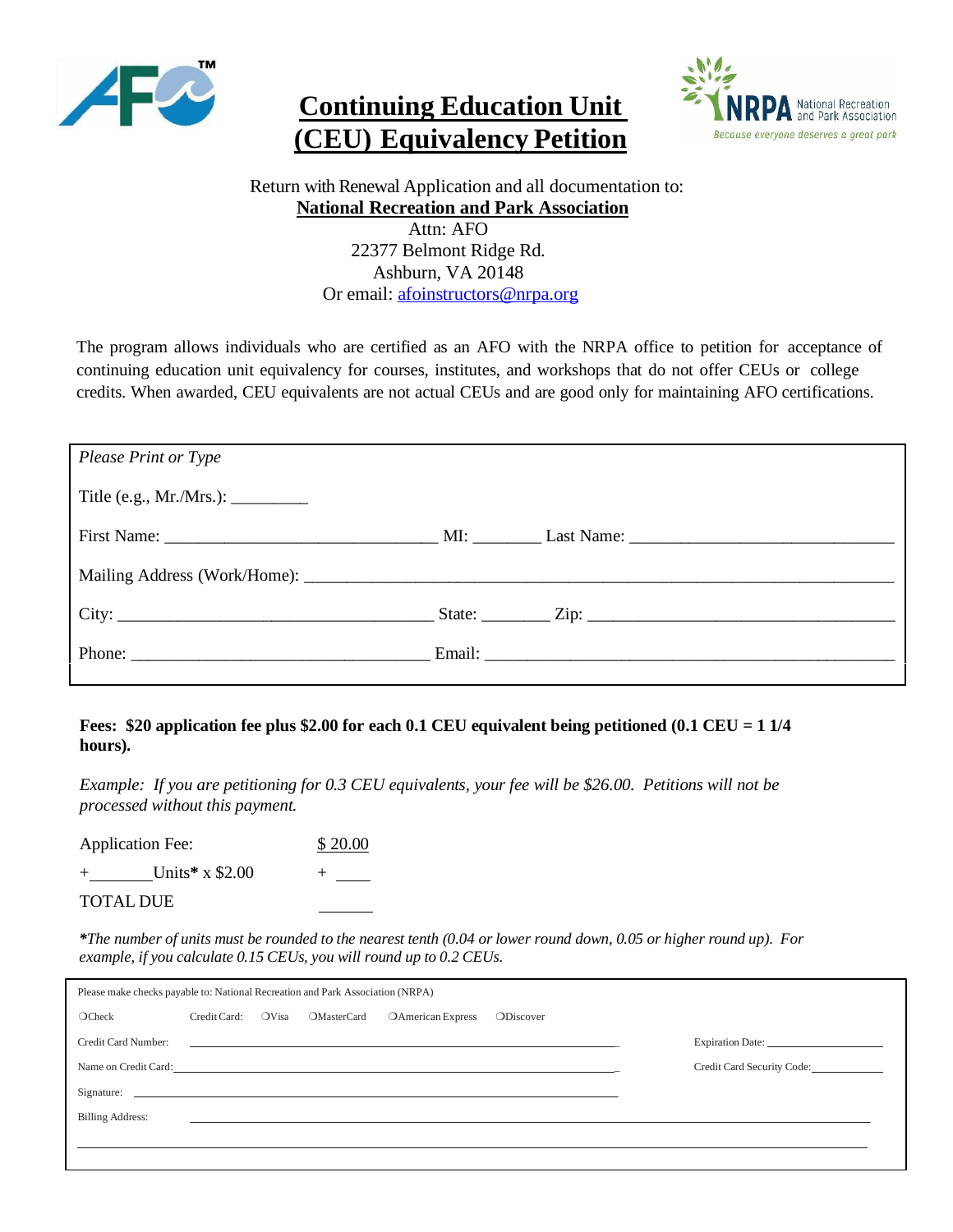# Continuing Education Unit (CEU) Equivalency Petition

Return with Renewal Application and all documentation to:
**National Recreation and Park Association**
Attn: AFO
22377 Belmont Ridge Rd.
Ashburn, VA 20148
Or email: afoinstructors@nrpa.org

The program allows individuals who are certified as an AFO with the NRPA office to petition for acceptance of continuing education unit equivalency for courses, institutes, and workshops that do not offer CEUs or college credits. When awarded, CEU equivalents are not actual CEUs and are good only for maintaining AFO certifications.

*Please Print or Type*

Title (e.g., Mr./Mrs.): _________

First Name: ______________________________ MI: ________ Last Name: ______________________________

Mailing Address (Work/Home): ______________________________________________________________________

City: ___________________________________ State: ________ Zip: ___________________________________

Phone: __________________________________ Email: ______________________________________________

**Fees: $20 application fee plus $2.00 for each 0.1 CEU equivalent being petitioned (0.1 CEU = 1 1/4 hours).**

*Example: If you are petitioning for 0.3 CEU equivalents, your fee will be $26.00. Petitions will not be processed without this payment.*

| | |
|---|---|
| Application Fee: | $ 20.00 |
| + _______ Units* x $2.00 | + _____ |
| TOTAL DUE | _____ |

***The number of units must be rounded to the nearest tenth (0.04 or lower round down, 0.05 or higher round up). For example, if you calculate 0.15 CEUs, you will round up to 0.2 CEUs.***

Please make checks payable to: National Recreation and Park Association (NRPA)

❍Check Credit Card: ❍Visa ❍MasterCard ❍American Express ❍Discover

Credit Card Number: ______________________________ Expiration Date: ______________

Name on Credit Card: ______________________________ Credit Card Security Code: ______________

Signature: ______________________________

Billing Address: ______________________________________________________________________

______________________________________________________________________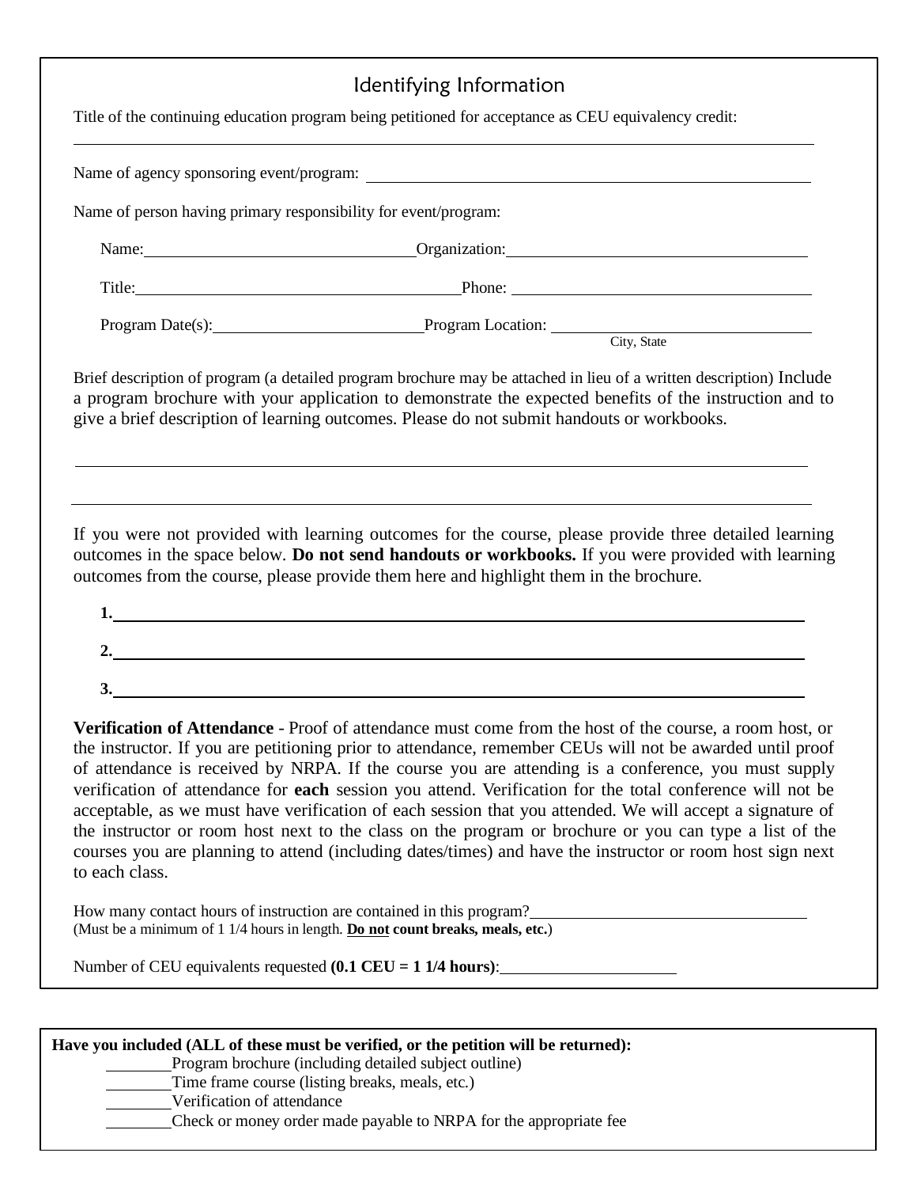## Identifying Information

Title of the continuing education program being petitioned for acceptance as CEU equivalency credit:

______________________________________________________________________

Name of agency sponsoring event/program: ______________________________________________

Name of person having primary responsibility for event/program:

Name: ______________________________ Organization: ______________________________

Title: ______________________________ Phone: ______________________________

Program Date(s): ______________________ Program Location: ______________________
City, State

Brief description of program (a detailed program brochure may be attached in lieu of a written description) Include a program brochure with your application to demonstrate the expected benefits of the instruction and to give a brief description of learning outcomes. Please do not submit handouts or workbooks.

______________________________________________________________________

______________________________________________________________________

If you were not provided with learning outcomes for the course, please provide three detailed learning outcomes in the space below. **Do not send handouts or workbooks.** If you were provided with learning outcomes from the course, please provide them here and highlight them in the brochure.

**1.** ______________________________________________________________________

**2.** ______________________________________________________________________

**3.** ______________________________________________________________________

**Verification of Attendance** - Proof of attendance must come from the host of the course, a room host, or the instructor. If you are petitioning prior to attendance, remember CEUs will not be awarded until proof of attendance is received by NRPA. If the course you are attending is a conference, you must supply verification of attendance for **each** session you attend. Verification for the total conference will not be acceptable, as we must have verification of each session that you attended. We will accept a signature of the instructor or room host next to the class on the program or brochure or you can type a list of the courses you are planning to attend (including dates/times) and have the instructor or room host sign next to each class.

How many contact hours of instruction are contained in this program? ______________________
(Must be a minimum of 1 1/4 hours in length. **Do not count breaks, meals, etc.**)

Number of CEU equivalents requested **(0.1 CEU = 1 1/4 hours)**: ______________________

**Have you included (ALL of these must be verified, or the petition will be returned):**

- ________ Program brochure (including detailed subject outline)
- ________ Time frame course (listing breaks, meals, etc.)
- ________ Verification of attendance
- ________ Check or money order made payable to NRPA for the appropriate fee